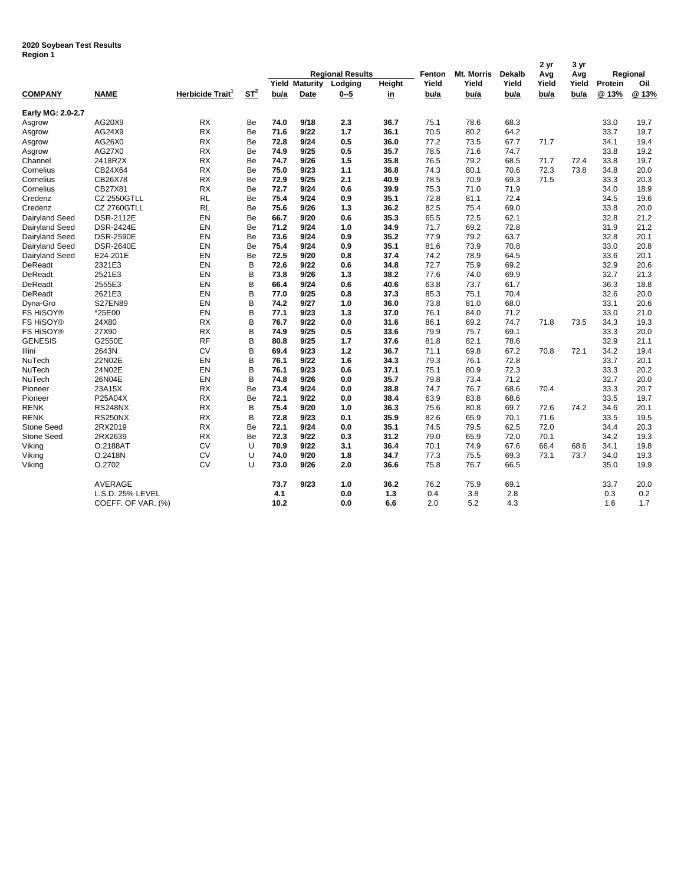**2020 Soybean Test Results**
**Region 1**

| COMPANY | NAME | Herbicide Trait[1] | ST[2] | Regional Results Yield bu/a | Regional Results Maturity Date | Regional Results Lodging 0--5 | Regional Results Height in | Fenton Yield bu/a | Mt. Morris Yield bu/a | Dekalb Yield bu/a | 2 yr Avg Yield bu/a | 3 yr Avg Yield bu/a | Regional Protein @ 13% | Regional Oil @ 13% |
|---|---|---|---|---|---|---|---|---|---|---|---|---|---|---|
| **Early MG: 2.0-2.7** | | | | | | | | | | | | | | |
| Asgrow | AG20X9 | RX | Be | **74.0** | **9/18** | **2.3** | **36.7** | 75.1 | 78.6 | 68.3 | | | 33.0 | 19.7 |
| Asgrow | AG24X9 | RX | Be | **71.6** | **9/22** | **1.7** | **36.1** | 70.5 | 80.2 | 64.2 | | | 33.7 | 19.7 |
| Asgrow | AG26X0 | RX | Be | **72.8** | **9/24** | **0.5** | **36.0** | 77.2 | 73.5 | 67.7 | 71.7 | | 34.1 | 19.4 |
| Asgrow | AG27X0 | RX | Be | **74.9** | **9/25** | **0.5** | **35.7** | 78.5 | 71.6 | 74.7 | | | 33.8 | 19.2 |
| Channel | 2418R2X | RX | Be | **74.7** | **9/26** | **1.5** | **35.8** | 76.5 | 79.2 | 68.5 | 71.7 | 72.4 | 33.8 | 19.7 |
| Cornelius | CB24X64 | RX | Be | **75.0** | **9/23** | **1.1** | **36.8** | 74.3 | 80.1 | 70.6 | 72.3 | 73.8 | 34.8 | 20.0 |
| Cornelius | CB26X78 | RX | Be | **72.9** | **9/25** | **2.1** | **40.9** | 78.5 | 70.9 | 69.3 | 71.5 | | 33.3 | 20.3 |
| Cornelius | CB27X81 | RX | Be | **72.7** | **9/24** | **0.6** | **39.9** | 75.3 | 71.0 | 71.9 | | | 34.0 | 18.9 |
| Credenz | CZ 2550GTLL | RL | Be | **75.4** | **9/24** | **0.9** | **35.1** | 72.8 | 81.1 | 72.4 | | | 34.5 | 19.6 |
| Credenz | CZ 2760GTLL | RL | Be | **75.6** | **9/26** | **1.3** | **36.2** | 82.5 | 75.4 | 69.0 | | | 33.8 | 20.0 |
| Dairyland Seed | DSR-2112E | EN | Be | **66.7** | **9/20** | **0.6** | **35.3** | 65.5 | 72.5 | 62.1 | | | 32.8 | 21.2 |
| Dairyland Seed | DSR-2424E | EN | Be | **71.2** | **9/24** | **1.0** | **34.9** | 71.7 | 69.2 | 72.8 | | | 31.9 | 21.2 |
| Dairyland Seed | DSR-2590E | EN | Be | **73.6** | **9/24** | **0.9** | **35.2** | 77.9 | 79.2 | 63.7 | | | 32.8 | 20.1 |
| Dairyland Seed | DSR-2640E | EN | Be | **75.4** | **9/24** | **0.9** | **35.1** | 81.6 | 73.9 | 70.8 | | | 33.0 | 20.8 |
| Dairyland Seed | E24-201E | EN | Be | **72.5** | **9/20** | **0.8** | **37.4** | 74.2 | 78.9 | 64.5 | | | 33.6 | 20.1 |
| DeReadt | 2321E3 | EN | B | **72.6** | **9/22** | **0.6** | **34.8** | 72.7 | 75.9 | 69.2 | | | 32.9 | 20.6 |
| DeReadt | 2521E3 | EN | B | **73.8** | **9/26** | **1.3** | **38.2** | 77.6 | 74.0 | 69.9 | | | 32.7 | 21.3 |
| DeReadt | 2555E3 | EN | B | **66.4** | **9/24** | **0.6** | **40.6** | 63.8 | 73.7 | 61.7 | | | 36.3 | 18.8 |
| DeReadt | 2621E3 | EN | B | **77.0** | **9/25** | **0.8** | **37.3** | 85.3 | 75.1 | 70.4 | | | 32.6 | 20.0 |
| Dyna-Gro | S27EN89 | EN | B | **74.2** | **9/27** | **1.0** | **36.0** | 73.8 | 81.0 | 68.0 | | | 33.1 | 20.6 |
| FS HiSOY® | *25E00 | EN | B | **77.1** | **9/23** | **1.3** | **37.0** | 76.1 | 84.0 | 71.2 | | | 33.0 | 21.0 |
| FS HiSOY® | 24X80 | RX | B | **76.7** | **9/22** | **0.0** | **31.6** | 86.1 | 69.2 | 74.7 | 71.8 | 73.5 | 34.3 | 19.3 |
| FS HiSOY® | 27X90 | RX | B | **74.9** | **9/25** | **0.5** | **33.6** | 79.9 | 75.7 | 69.1 | | | 33.3 | 20.0 |
| GENESIS | G2550E | RF | B | **80.8** | **9/25** | **1.7** | **37.6** | 81.8 | 82.1 | 78.6 | | | 32.9 | 21.1 |
| Illini | 2643N | CV | B | **69.4** | **9/23** | **1.2** | **36.7** | 71.1 | 69.8 | 67.2 | 70.8 | 72.1 | 34.2 | 19.4 |
| NuTech | 22N02E | EN | B | **76.1** | **9/22** | **1.6** | **34.3** | 79.3 | 76.1 | 72.8 | | | 33.7 | 20.1 |
| NuTech | 24N02E | EN | B | **76.1** | **9/23** | **0.6** | **37.1** | 75.1 | 80.9 | 72.3 | | | 33.3 | 20.2 |
| NuTech | 26N04E | EN | B | **74.8** | **9/26** | **0.0** | **35.7** | 79.8 | 73.4 | 71.2 | | | 32.7 | 20.0 |
| Pioneer | 23A15X | RX | Be | **73.4** | **9/24** | **0.0** | **38.8** | 74.7 | 76.7 | 68.6 | 70.4 | | 33.3 | 20.7 |
| Pioneer | P25A04X | RX | Be | **72.1** | **9/22** | **0.0** | **38.4** | 63.9 | 83.8 | 68.6 | | | 33.5 | 19.7 |
| RENK | RS248NX | RX | B | **75.4** | **9/20** | **1.0** | **36.3** | 75.6 | 80.8 | 69.7 | 72.6 | 74.2 | 34.6 | 20.1 |
| RENK | RS250NX | RX | B | **72.8** | **9/23** | **0.1** | **35.9** | 82.6 | 65.9 | 70.1 | 71.6 | | 33.5 | 19.5 |
| Stone Seed | 2RX2019 | RX | Be | **72.1** | **9/24** | **0.0** | **35.1** | 74.5 | 79.5 | 62.5 | 72.0 | | 34.4 | 20.3 |
| Stone Seed | 2RX2639 | RX | Be | **72.3** | **9/22** | **0.3** | **31.2** | 79.0 | 65.9 | 72.0 | 70.1 | | 34.2 | 19.3 |
| Viking | O.2188AT | CV | U | **70.9** | **9/22** | **3.1** | **36.4** | 70.1 | 74.9 | 67.6 | 66.4 | 68.6 | 34.1 | 19.8 |
| Viking | O.2418N | CV | U | **74.0** | **9/20** | **1.8** | **34.7** | 77.3 | 75.5 | 69.3 | 73.1 | 73.7 | 34.0 | 19.3 |
| Viking | O.2702 | CV | U | **73.0** | **9/26** | **2.0** | **36.6** | 75.8 | 76.7 | 66.5 | | | 35.0 | 19.9 |
| | AVERAGE | | | **73.7** | **9/23** | **1.0** | **36.2** | 76.2 | 75.9 | 69.1 | | | 33.7 | 20.0 |
| | L.S.D. 25% LEVEL | | | **4.1** | | **0.0** | **1.3** | 0.4 | 3.8 | 2.8 | | | 0.3 | 0.2 |
| | COEFF. OF VAR. (%) | | | **10.2** | | **0.0** | **6.6** | 2.0 | 5.2 | 4.3 | | | 1.6 | 1.7 |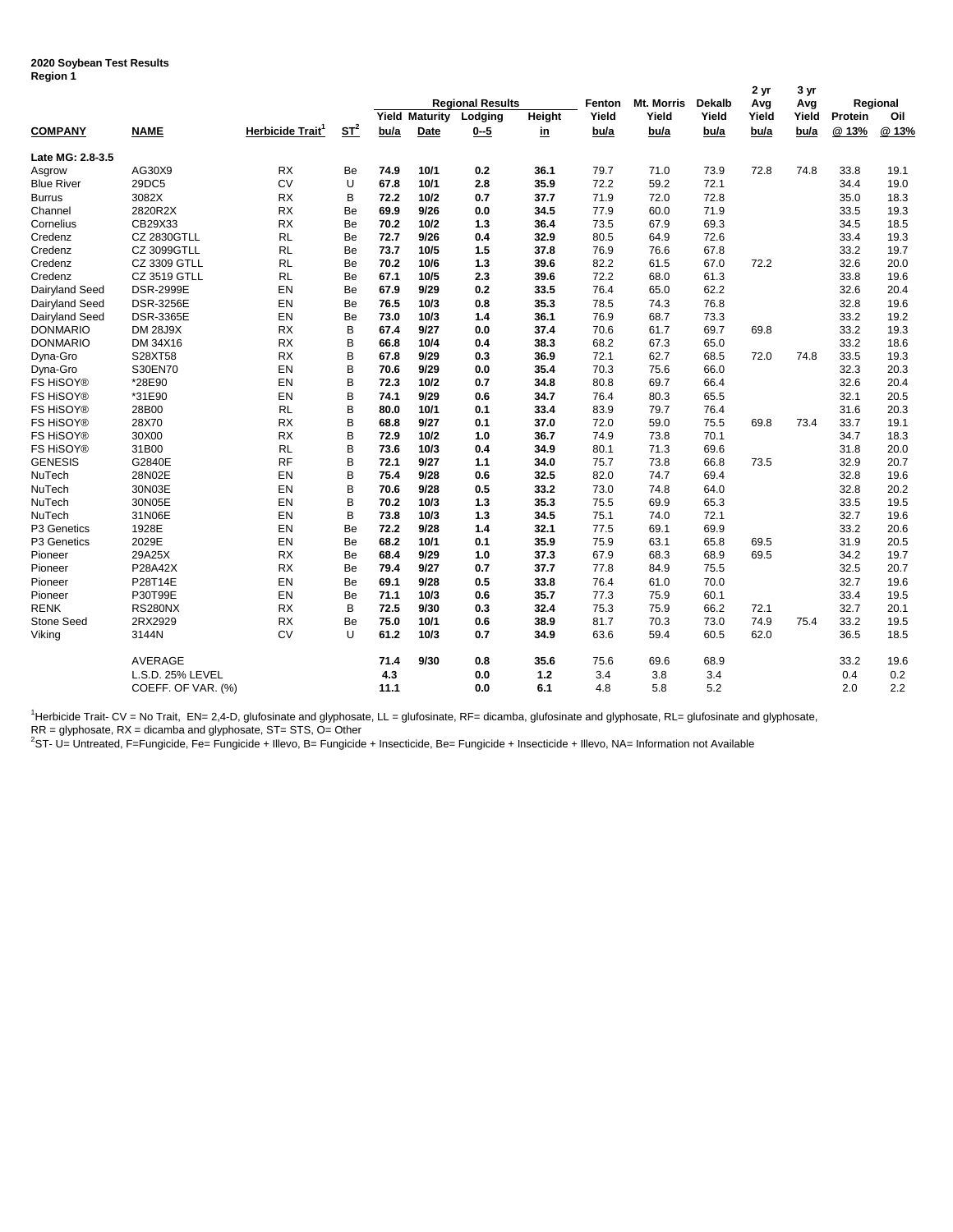**2020 Soybean Test Results**
**Region 1**

| COMPANY | NAME | Herbicide Trait[1] | ST[2] | Regional Results Yield bu/a | Regional Results Maturity Date | Regional Results Lodging 0--5 | Regional Results Height in | Fenton Yield bu/a | Mt. Morris Yield bu/a | Dekalb Yield bu/a | 2 yr Avg Yield bu/a | 3 yr Avg Yield bu/a | Regional Protein @ 13% | Regional Oil @ 13% |
|---|---|---|---|---|---|---|---|---|---|---|---|---|---|---|
| **Late MG: 2.8-3.5** | | | | | | | | | | | | | | |
| Asgrow | AG30X9 | RX | Be | **74.9** | **10/1** | **0.2** | **36.1** | 79.7 | 71.0 | 73.9 | 72.8 | 74.8 | 33.8 | 19.1 |
| Blue River | 29DC5 | CV | U | **67.8** | **10/1** | **2.8** | **35.9** | 72.2 | 59.2 | 72.1 | | | 34.4 | 19.0 |
| Burrus | 3082X | RX | B | **72.2** | **10/2** | **0.7** | **37.7** | 71.9 | 72.0 | 72.8 | | | 35.0 | 18.3 |
| Channel | 2820R2X | RX | Be | **69.9** | **9/26** | **0.0** | **34.5** | 77.9 | 60.0 | 71.9 | | | 33.5 | 19.3 |
| Cornelius | CB29X33 | RX | Be | **70.2** | **10/2** | **1.3** | **36.4** | 73.5 | 67.9 | 69.3 | | | 34.5 | 18.5 |
| Credenz | CZ 2830GTLL | RL | Be | **72.7** | **9/26** | **0.4** | **32.9** | 80.5 | 64.9 | 72.6 | | | 33.4 | 19.3 |
| Credenz | CZ 3099GTLL | RL | Be | **73.7** | **10/5** | **1.5** | **37.8** | 76.9 | 76.6 | 67.8 | | | 33.2 | 19.7 |
| Credenz | CZ 3309 GTLL | RL | Be | **70.2** | **10/6** | **1.3** | **39.6** | 82.2 | 61.5 | 67.0 | 72.2 | | 32.6 | 20.0 |
| Credenz | CZ 3519 GTLL | RL | Be | **67.1** | **10/5** | **2.3** | **39.6** | 72.2 | 68.0 | 61.3 | | | 33.8 | 19.6 |
| Dairyland Seed | DSR-2999E | EN | Be | **67.9** | **9/29** | **0.2** | **33.5** | 76.4 | 65.0 | 62.2 | | | 32.6 | 20.4 |
| Dairyland Seed | DSR-3256E | EN | Be | **76.5** | **10/3** | **0.8** | **35.3** | 78.5 | 74.3 | 76.8 | | | 32.8 | 19.6 |
| Dairyland Seed | DSR-3365E | EN | Be | **73.0** | **10/3** | **1.4** | **36.1** | 76.9 | 68.7 | 73.3 | | | 33.2 | 19.2 |
| DONMARIO | DM 28J9X | RX | B | **67.4** | **9/27** | **0.0** | **37.4** | 70.6 | 61.7 | 69.7 | 69.8 | | 33.2 | 19.3 |
| DONMARIO | DM 34X16 | RX | B | **66.8** | **10/4** | **0.4** | **38.3** | 68.2 | 67.3 | 65.0 | | | 33.2 | 18.6 |
| Dyna-Gro | S28XT58 | RX | B | **67.8** | **9/29** | **0.3** | **36.9** | 72.1 | 62.7 | 68.5 | 72.0 | 74.8 | 33.5 | 19.3 |
| Dyna-Gro | S30EN70 | EN | B | **70.6** | **9/29** | **0.0** | **35.4** | 70.3 | 75.6 | 66.0 | | | 32.3 | 20.3 |
| FS HiSOY® | *28E90 | EN | B | **72.3** | **10/2** | **0.7** | **34.8** | 80.8 | 69.7 | 66.4 | | | 32.6 | 20.4 |
| FS HiSOY® | *31E90 | EN | B | **74.1** | **9/29** | **0.6** | **34.7** | 76.4 | 80.3 | 65.5 | | | 32.1 | 20.5 |
| FS HiSOY® | 28B00 | RL | B | **80.0** | **10/1** | **0.1** | **33.4** | 83.9 | 79.7 | 76.4 | | | 31.6 | 20.3 |
| FS HiSOY® | 28X70 | RX | B | **68.8** | **9/27** | **0.1** | **37.0** | 72.0 | 59.0 | 75.5 | 69.8 | 73.4 | 33.7 | 19.1 |
| FS HiSOY® | 30X00 | RX | B | **72.9** | **10/2** | **1.0** | **36.7** | 74.9 | 73.8 | 70.1 | | | 34.7 | 18.3 |
| FS HiSOY® | 31B00 | RL | B | **73.6** | **10/3** | **0.4** | **34.9** | 80.1 | 71.3 | 69.6 | | | 31.8 | 20.0 |
| GENESIS | G2840E | RF | B | **72.1** | **9/27** | **1.1** | **34.0** | 75.7 | 73.8 | 66.8 | 73.5 | | 32.9 | 20.7 |
| NuTech | 28N02E | EN | B | **75.4** | **9/28** | **0.6** | **32.5** | 82.0 | 74.7 | 69.4 | | | 32.8 | 19.6 |
| NuTech | 30N03E | EN | B | **70.6** | **9/28** | **0.5** | **33.2** | 73.0 | 74.8 | 64.0 | | | 32.8 | 20.2 |
| NuTech | 30N05E | EN | B | **70.2** | **10/3** | **1.3** | **35.3** | 75.5 | 69.9 | 65.3 | | | 33.5 | 19.5 |
| NuTech | 31N06E | EN | B | **73.8** | **10/3** | **1.3** | **34.5** | 75.1 | 74.0 | 72.1 | | | 32.7 | 19.6 |
| P3 Genetics | 1928E | EN | Be | **72.2** | **9/28** | **1.4** | **32.1** | 77.5 | 69.1 | 69.9 | | | 33.2 | 20.6 |
| P3 Genetics | 2029E | EN | Be | **68.2** | **10/1** | **0.1** | **35.9** | 75.9 | 63.1 | 65.8 | 69.5 | | 31.9 | 20.5 |
| Pioneer | 29A25X | RX | Be | **68.4** | **9/29** | **1.0** | **37.3** | 67.9 | 68.3 | 68.9 | 69.5 | | 34.2 | 19.7 |
| Pioneer | P28A42X | RX | Be | **79.4** | **9/27** | **0.7** | **37.7** | 77.8 | 84.9 | 75.5 | | | 32.5 | 20.7 |
| Pioneer | P28T14E | EN | Be | **69.1** | **9/28** | **0.5** | **33.8** | 76.4 | 61.0 | 70.0 | | | 32.7 | 19.6 |
| Pioneer | P30T99E | EN | Be | **71.1** | **10/3** | **0.6** | **35.7** | 77.3 | 75.9 | 60.1 | | | 33.4 | 19.5 |
| RENK | RS280NX | RX | B | **72.5** | **9/30** | **0.3** | **32.4** | 75.3 | 75.9 | 66.2 | 72.1 | | 32.7 | 20.1 |
| Stone Seed | 2RX2929 | RX | Be | **75.0** | **10/1** | **0.6** | **38.9** | 81.7 | 70.3 | 73.0 | 74.9 | 75.4 | 33.2 | 19.5 |
| Viking | 3144N | CV | U | **61.2** | **10/3** | **0.7** | **34.9** | 63.6 | 59.4 | 60.5 | 62.0 | | 36.5 | 18.5 |
| | AVERAGE | | | **71.4** | **9/30** | **0.8** | **35.6** | 75.6 | 69.6 | 68.9 | | | 33.2 | 19.6 |
| | L.S.D. 25% LEVEL | | | **4.3** | | **0.0** | **1.2** | 3.4 | 3.8 | 3.4 | | | 0.4 | 0.2 |
| | COEFF. OF VAR. (%) | | | **11.1** | | **0.0** | **6.1** | 4.8 | 5.8 | 5.2 | | | 2.0 | 2.2 |

[1]Herbicide Trait- CV = No Trait, EN= 2,4-D, glufosinate and glyphosate, LL = glufosinate, RF= dicamba, glufosinate and glyphosate, RL= glufosinate and glyphosate, RR = glyphosate, RX = dicamba and glyphosate, ST= STS, O= Other

[2]ST- U= Untreated, F=Fungicide, Fe= Fungicide + Illevo, B= Fungicide + Insecticide, Be= Fungicide + Insecticide + Illevo, NA= Information not Available